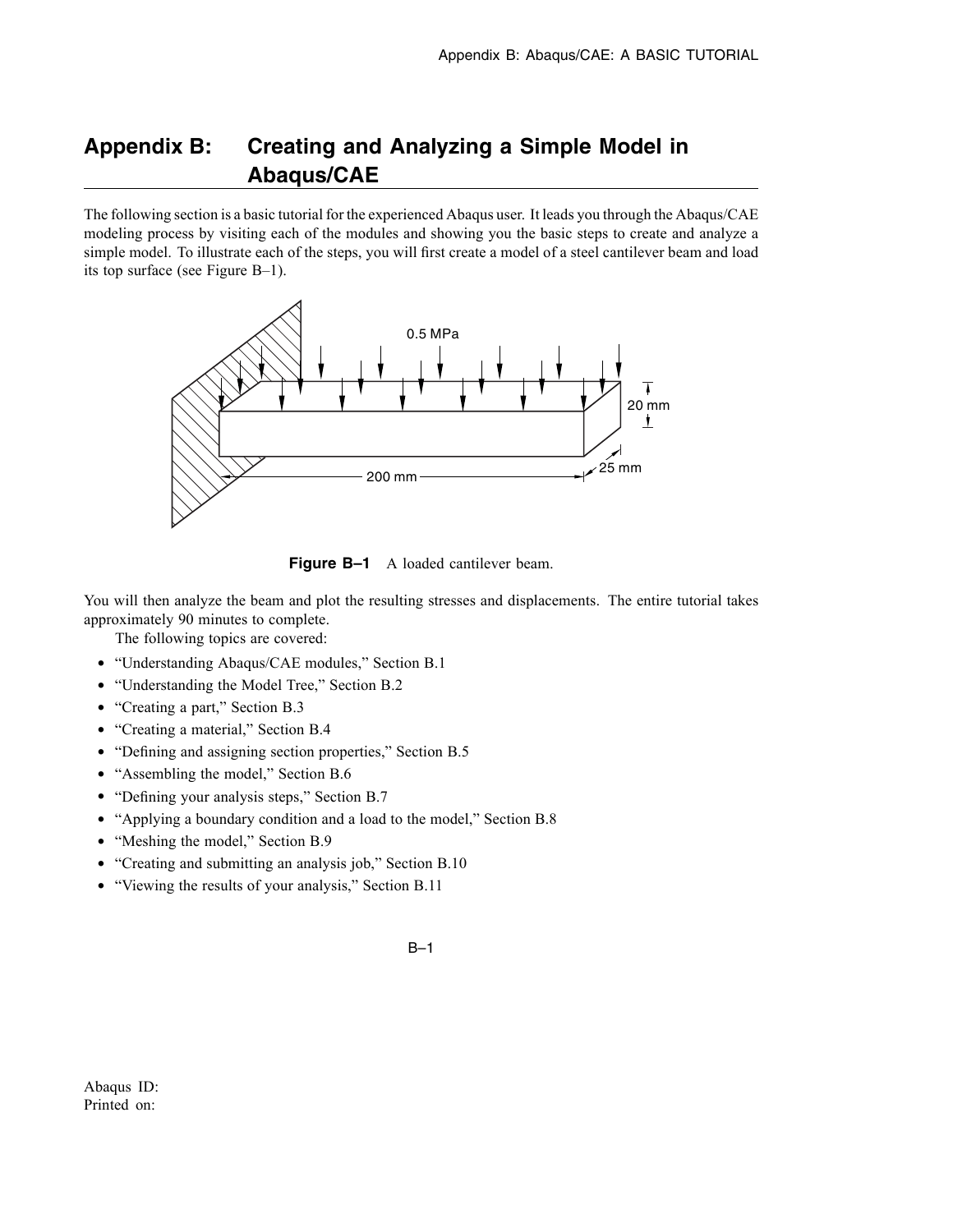# Appendix B: Creating and Analyzing a Simple Model in Abaqus/CAE

The following section is a basic tutorial for the experienced Abaqus user. It leads you through the Abaqus/CAE modeling process by visiting each of the modules and showing you the basic steps to create and analyze a simple model. To illustrate each of the steps, you will first create a model of a steel cantilever beam and load its top surface (see Figure B–1).

**Figure B–1** A loaded cantilever beam.

You will then analyze the beam and plot the resulting stresses and displacements. The entire tutorial takes approximately 90 minutes to complete.

The following topics are covered:

- "Understanding Abaqus/CAE modules," Section B.1
- "Understanding the Model Tree," Section B.2
- "Creating a part," Section B.3
- "Creating a material," Section B.4
- "Defining and assigning section properties," Section B.5
- "Assembling the model," Section B.6
- "Defining your analysis steps," Section B.7
- "Applying a boundary condition and a load to the model," Section B.8
- "Meshing the model," Section B.9
- "Creating and submitting an analysis job," Section B.10
- "Viewing the results of your analysis," Section B.11

Abaqus ID:
Printed on: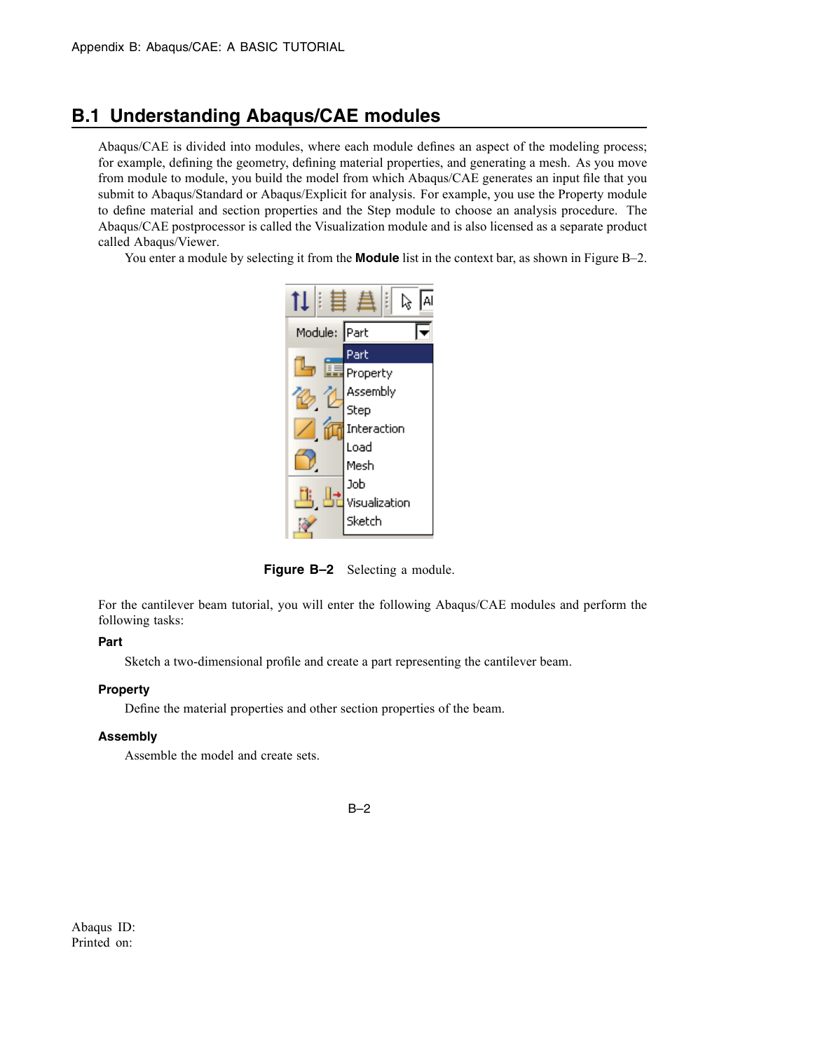## B.1 Understanding Abaqus/CAE modules

Abaqus/CAE is divided into modules, where each module defines an aspect of the modeling process; for example, defining the geometry, defining material properties, and generating a mesh. As you move from module to module, you build the model from which Abaqus/CAE generates an input file that you submit to Abaqus/Standard or Abaqus/Explicit for analysis. For example, you use the Property module to define material and section properties and the Step module to choose an analysis procedure. The Abaqus/CAE postprocessor is called the Visualization module and is also licensed as a separate product called Abaqus/Viewer.

You enter a module by selecting it from the **Module** list in the context bar, as shown in Figure B–2.

**Figure B–2** Selecting a module.

For the cantilever beam tutorial, you will enter the following Abaqus/CAE modules and perform the following tasks:

**Part**

Sketch a two-dimensional profile and create a part representing the cantilever beam.

**Property**

Define the material properties and other section properties of the beam.

**Assembly**

Assemble the model and create sets.

Abaqus ID:
Printed on: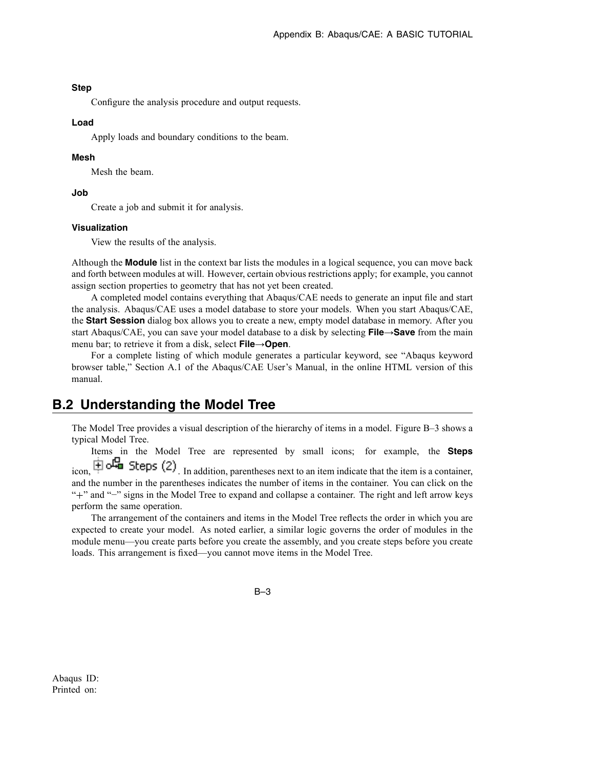**Step**

Configure the analysis procedure and output requests.

**Load**

Apply loads and boundary conditions to the beam.

**Mesh**

Mesh the beam.

**Job**

Create a job and submit it for analysis.

**Visualization**

View the results of the analysis.

Although the **Module** list in the context bar lists the modules in a logical sequence, you can move back and forth between modules at will. However, certain obvious restrictions apply; for example, you cannot assign section properties to geometry that has not yet been created.

A completed model contains everything that Abaqus/CAE needs to generate an input file and start the analysis. Abaqus/CAE uses a model database to store your models. When you start Abaqus/CAE, the **Start Session** dialog box allows you to create a new, empty model database in memory. After you start Abaqus/CAE, you can save your model database to a disk by selecting **File→Save** from the main menu bar; to retrieve it from a disk, select **File→Open**.

For a complete listing of which module generates a particular keyword, see "Abaqus keyword browser table," Section A.1 of the Abaqus/CAE User's Manual, in the online HTML version of this manual.

## B.2 Understanding the Model Tree

The Model Tree provides a visual description of the hierarchy of items in a model. Figure B–3 shows a typical Model Tree.

Items in the Model Tree are represented by small icons; for example, the **Steps** icon, Steps (2). In addition, parentheses next to an item indicate that the item is a container, and the number in the parentheses indicates the number of items in the container. You can click on the "+" and "−" signs in the Model Tree to expand and collapse a container. The right and left arrow keys perform the same operation.

The arrangement of the containers and items in the Model Tree reflects the order in which you are expected to create your model. As noted earlier, a similar logic governs the order of modules in the module menu—you create parts before you create the assembly, and you create steps before you create loads. This arrangement is fixed—you cannot move items in the Model Tree.

Abaqus ID:
Printed on: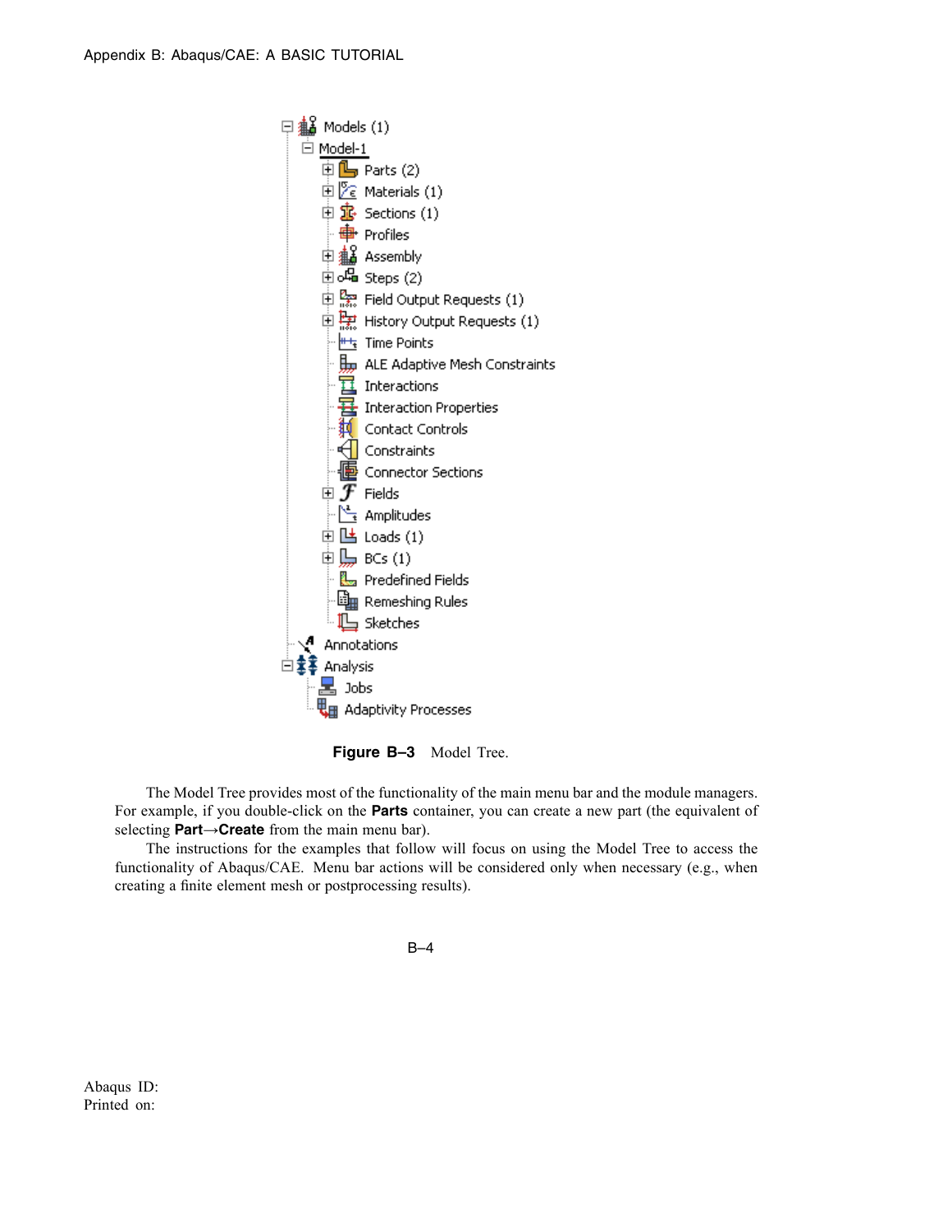- Models (1)
  - Model-1
    - Parts (2)
    - Materials (1)
    - Sections (1)
    - Profiles
    - Assembly
    - Steps (2)
    - Field Output Requests (1)
    - History Output Requests (1)
    - Time Points
    - ALE Adaptive Mesh Constraints
    - Interactions
    - Interaction Properties
    - Contact Controls
    - Constraints
    - Connector Sections
    - Fields
    - Amplitudes
    - Loads (1)
    - BCs (1)
    - Predefined Fields
    - Remeshing Rules
    - Sketches
- Annotations
- Analysis
  - Jobs
  - Adaptivity Processes

**Figure B–3** Model Tree.

The Model Tree provides most of the functionality of the main menu bar and the module managers. For example, if you double-click on the **Parts** container, you can create a new part (the equivalent of selecting **Part→Create** from the main menu bar).

The instructions for the examples that follow will focus on using the Model Tree to access the functionality of Abaqus/CAE. Menu bar actions will be considered only when necessary (e.g., when creating a finite element mesh or postprocessing results).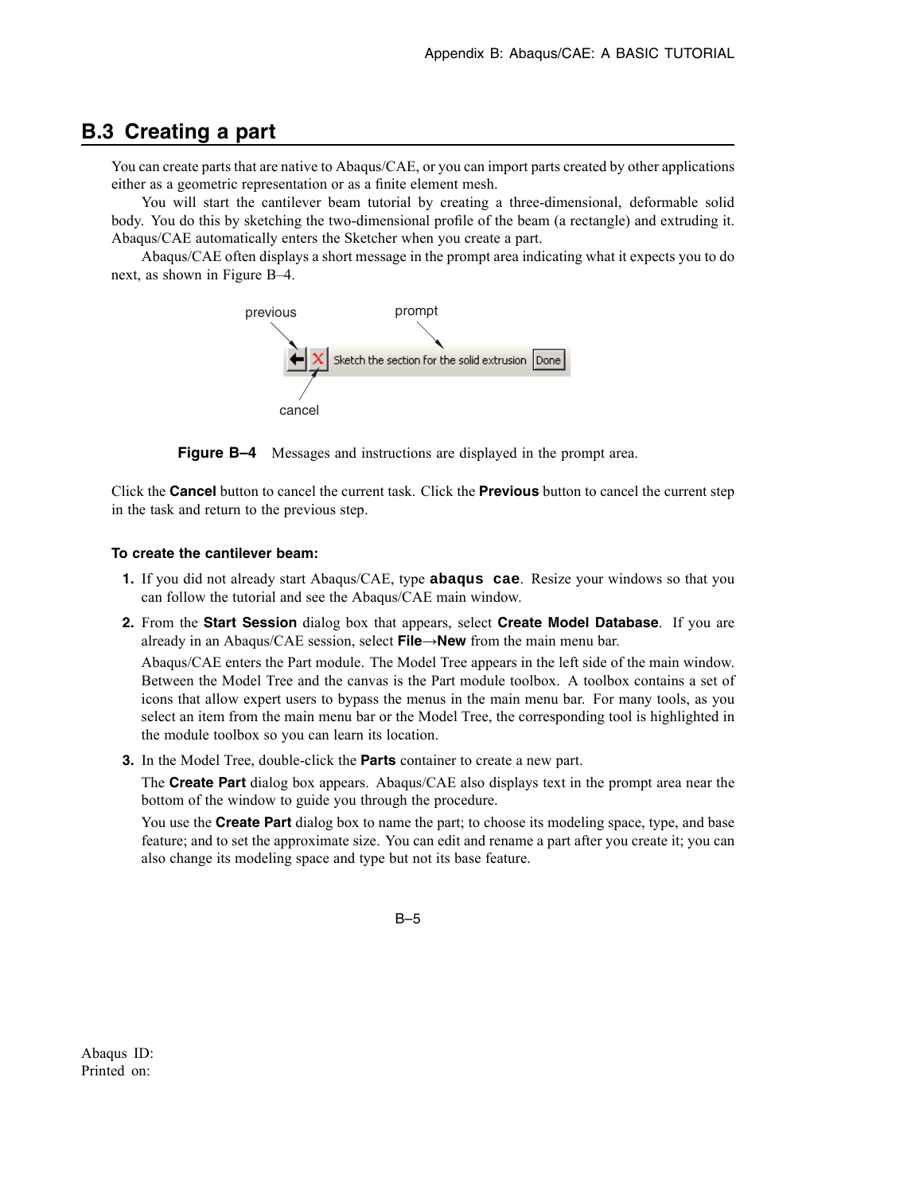## B.3 Creating a part

You can create parts that are native to Abaqus/CAE, or you can import parts created by other applications either as a geometric representation or as a finite element mesh.

You will start the cantilever beam tutorial by creating a three-dimensional, deformable solid body. You do this by sketching the two-dimensional profile of the beam (a rectangle) and extruding it. Abaqus/CAE automatically enters the Sketcher when you create a part.

Abaqus/CAE often displays a short message in the prompt area indicating what it expects you to do next, as shown in Figure B–4.

**Figure B–4** Messages and instructions are displayed in the prompt area.

Click the **Cancel** button to cancel the current task. Click the **Previous** button to cancel the current step in the task and return to the previous step.

**To create the cantilever beam:**

1. If you did not already start Abaqus/CAE, type **abaqus cae**. Resize your windows so that you can follow the tutorial and see the Abaqus/CAE main window.
2. From the **Start Session** dialog box that appears, select **Create Model Database**. If you are already in an Abaqus/CAE session, select **File→New** from the main menu bar.

   Abaqus/CAE enters the Part module. The Model Tree appears in the left side of the main window. Between the Model Tree and the canvas is the Part module toolbox. A toolbox contains a set of icons that allow expert users to bypass the menus in the main menu bar. For many tools, as you select an item from the main menu bar or the Model Tree, the corresponding tool is highlighted in the module toolbox so you can learn its location.
3. In the Model Tree, double-click the **Parts** container to create a new part.

   The **Create Part** dialog box appears. Abaqus/CAE also displays text in the prompt area near the bottom of the window to guide you through the procedure.

   You use the **Create Part** dialog box to name the part; to choose its modeling space, type, and base feature; and to set the approximate size. You can edit and rename a part after you create it; you can also change its modeling space and type but not its base feature.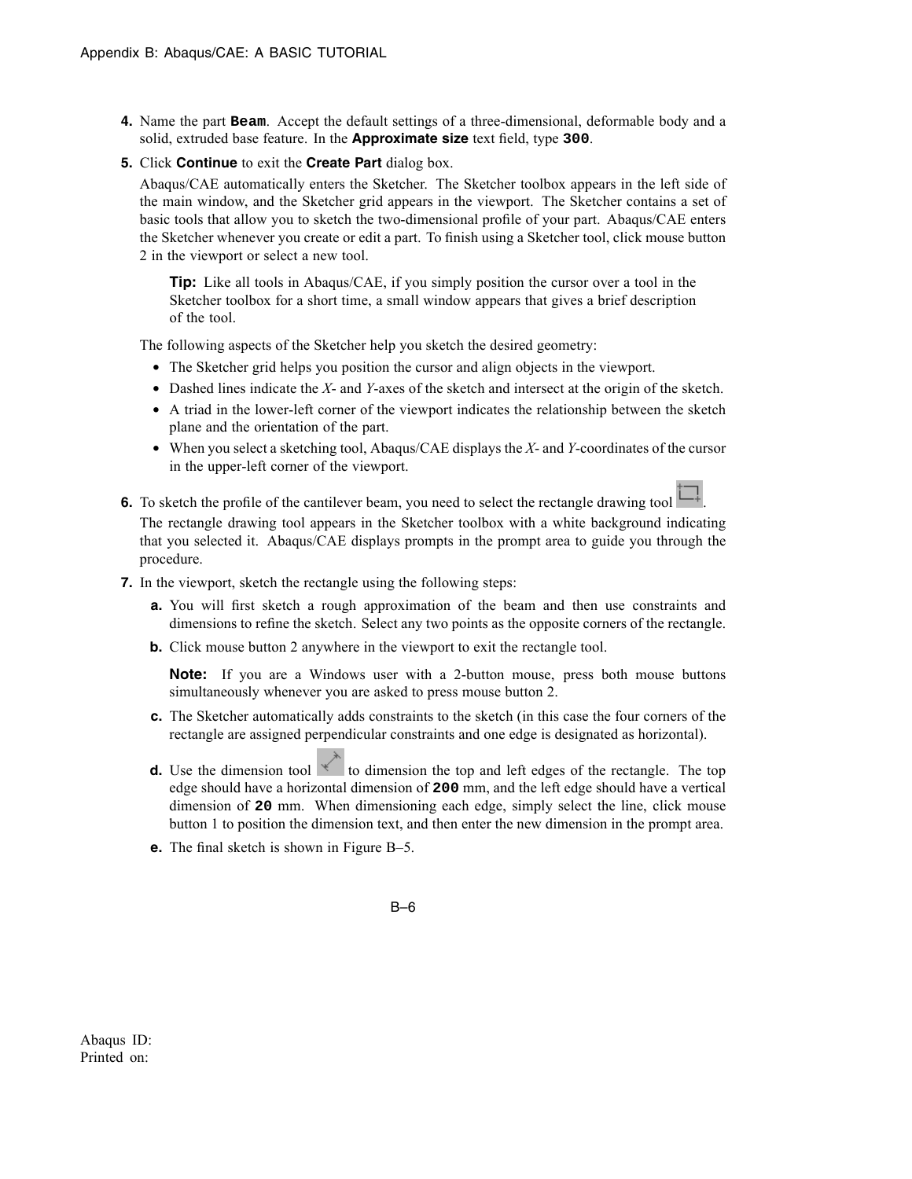4. Name the part **`Beam`**. Accept the default settings of a three-dimensional, deformable body and a solid, extruded base feature. In the **Approximate size** text field, type **`300`**.

5. Click **Continue** to exit the **Create Part** dialog box.

   Abaqus/CAE automatically enters the Sketcher. The Sketcher toolbox appears in the left side of the main window, and the Sketcher grid appears in the viewport. The Sketcher contains a set of basic tools that allow you to sketch the two-dimensional profile of your part. Abaqus/CAE enters the Sketcher whenever you create or edit a part. To finish using a Sketcher tool, click mouse button 2 in the viewport or select a new tool.

   > **Tip:** Like all tools in Abaqus/CAE, if you simply position the cursor over a tool in the Sketcher toolbox for a short time, a small window appears that gives a brief description of the tool.

   The following aspects of the Sketcher help you sketch the desired geometry:

   - The Sketcher grid helps you position the cursor and align objects in the viewport.
   - Dashed lines indicate the *X*- and *Y*-axes of the sketch and intersect at the origin of the sketch.
   - A triad in the lower-left corner of the viewport indicates the relationship between the sketch plane and the orientation of the part.
   - When you select a sketching tool, Abaqus/CAE displays the *X*- and *Y*-coordinates of the cursor in the upper-left corner of the viewport.

6. To sketch the profile of the cantilever beam, you need to select the rectangle drawing tool.

   The rectangle drawing tool appears in the Sketcher toolbox with a white background indicating that you selected it. Abaqus/CAE displays prompts in the prompt area to guide you through the procedure.

7. In the viewport, sketch the rectangle using the following steps:

   **a.** You will first sketch a rough approximation of the beam and then use constraints and dimensions to refine the sketch. Select any two points as the opposite corners of the rectangle.

   **b.** Click mouse button 2 anywhere in the viewport to exit the rectangle tool.

   > **Note:** If you are a Windows user with a 2-button mouse, press both mouse buttons simultaneously whenever you are asked to press mouse button 2.

   **c.** The Sketcher automatically adds constraints to the sketch (in this case the four corners of the rectangle are assigned perpendicular constraints and one edge is designated as horizontal).

   **d.** Use the dimension tool to dimension the top and left edges of the rectangle. The top edge should have a horizontal dimension of **`200`** mm, and the left edge should have a vertical dimension of **`20`** mm. When dimensioning each edge, simply select the line, click mouse button 1 to position the dimension text, and then enter the new dimension in the prompt area.

   **e.** The final sketch is shown in Figure B–5.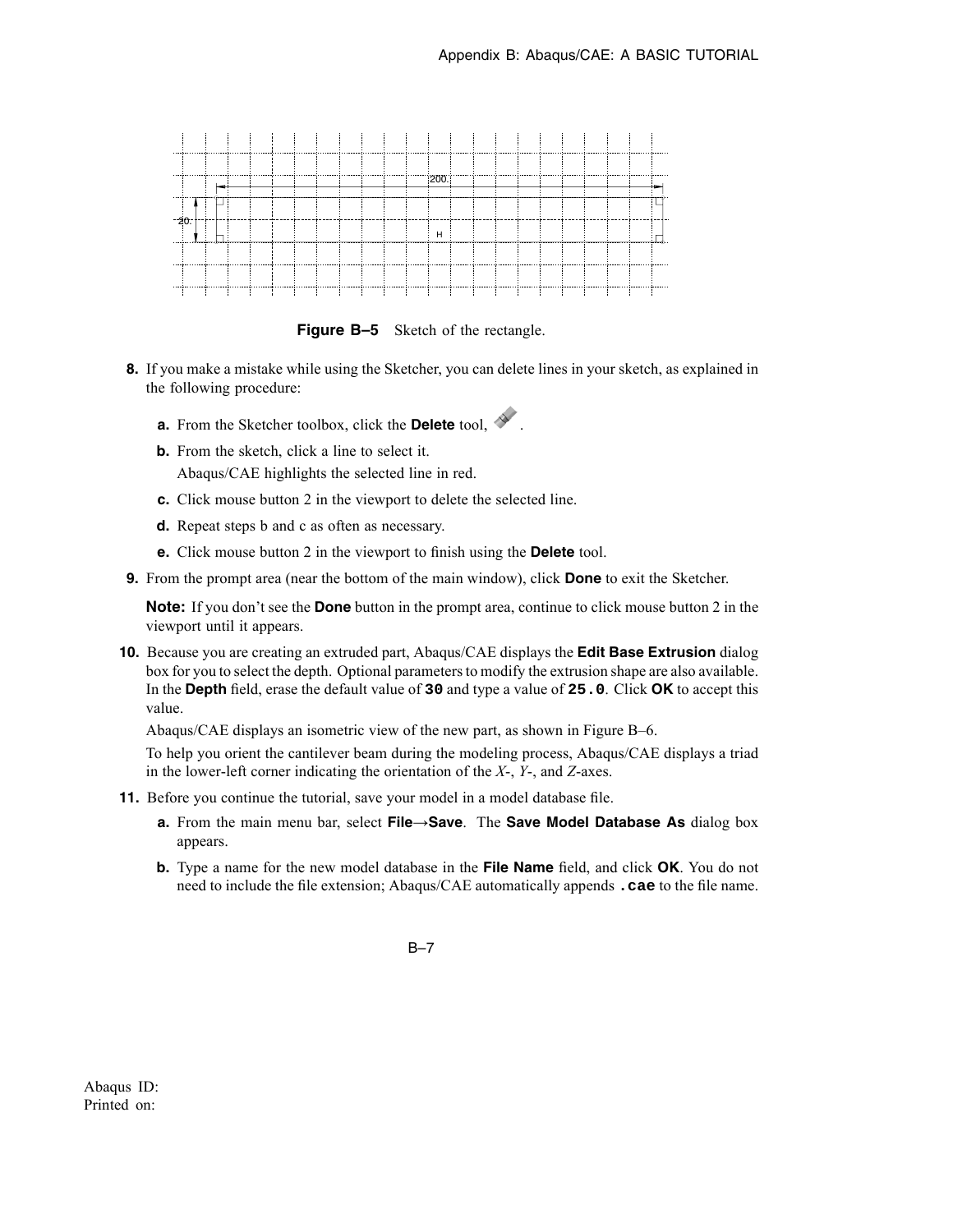**Figure B–5** Sketch of the rectangle.

8. If you make a mistake while using the Sketcher, you can delete lines in your sketch, as explained in the following procedure:

   a. From the Sketcher toolbox, click the **Delete** tool, .

   b. From the sketch, click a line to select it.
      Abaqus/CAE highlights the selected line in red.

   c. Click mouse button 2 in the viewport to delete the selected line.

   d. Repeat steps b and c as often as necessary.

   e. Click mouse button 2 in the viewport to finish using the **Delete** tool.

9. From the prompt area (near the bottom of the main window), click **Done** to exit the Sketcher.

   **Note:** If you don't see the **Done** button in the prompt area, continue to click mouse button 2 in the viewport until it appears.

10. Because you are creating an extruded part, Abaqus/CAE displays the **Edit Base Extrusion** dialog box for you to select the depth. Optional parameters to modify the extrusion shape are also available. In the **Depth** field, erase the default value of **30** and type a value of **25.0**. Click **OK** to accept this value.

    Abaqus/CAE displays an isometric view of the new part, as shown in Figure B–6.

    To help you orient the cantilever beam during the modeling process, Abaqus/CAE displays a triad in the lower-left corner indicating the orientation of the *X*-, *Y*-, and *Z*-axes.

11. Before you continue the tutorial, save your model in a model database file.

    a. From the main menu bar, select **File→Save**. The **Save Model Database As** dialog box appears.

    b. Type a name for the new model database in the **File Name** field, and click **OK**. You do not need to include the file extension; Abaqus/CAE automatically appends **.cae** to the file name.

Abaqus ID:
Printed on: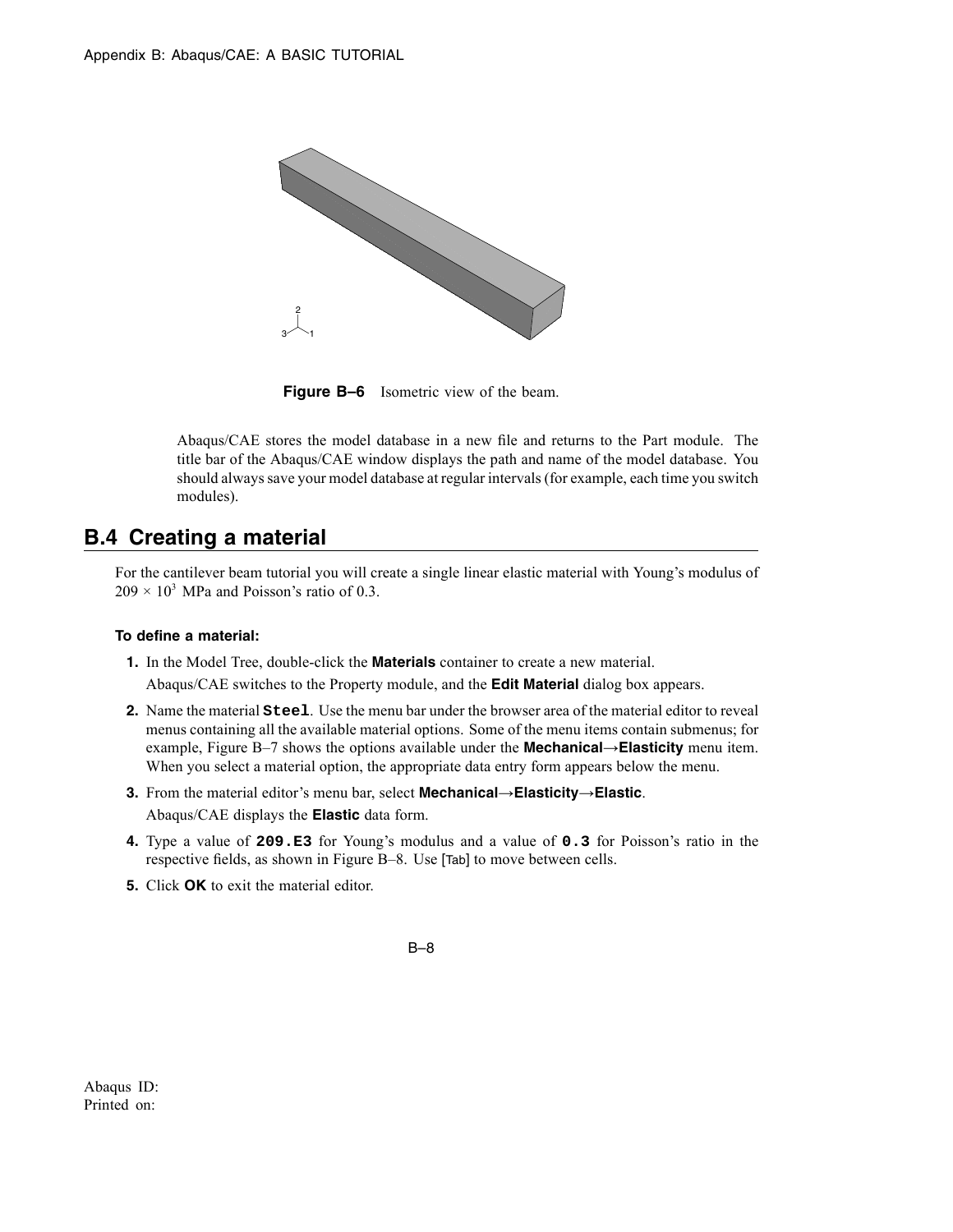**Figure B–6** Isometric view of the beam.

Abaqus/CAE stores the model database in a new file and returns to the Part module. The title bar of the Abaqus/CAE window displays the path and name of the model database. You should always save your model database at regular intervals (for example, each time you switch modules).

## B.4 Creating a material

For the cantilever beam tutorial you will create a single linear elastic material with Young's modulus of $209 \times 10^3$ MPa and Poisson's ratio of 0.3.

#### To define a material:

1. In the Model Tree, double-click the **Materials** container to create a new material.
   Abaqus/CAE switches to the Property module, and the **Edit Material** dialog box appears.
2. Name the material **`Steel`**. Use the menu bar under the browser area of the material editor to reveal menus containing all the available material options. Some of the menu items contain submenus; for example, Figure B–7 shows the options available under the **Mechanical→Elasticity** menu item. When you select a material option, the appropriate data entry form appears below the menu.
3. From the material editor's menu bar, select **Mechanical→Elasticity→Elastic**.
   Abaqus/CAE displays the **Elastic** data form.
4. Type a value of **`209.E3`** for Young's modulus and a value of **`0.3`** for Poisson's ratio in the respective fields, as shown in Figure B–8. Use [Tab] to move between cells.
5. Click **OK** to exit the material editor.

Abaqus ID:
Printed on: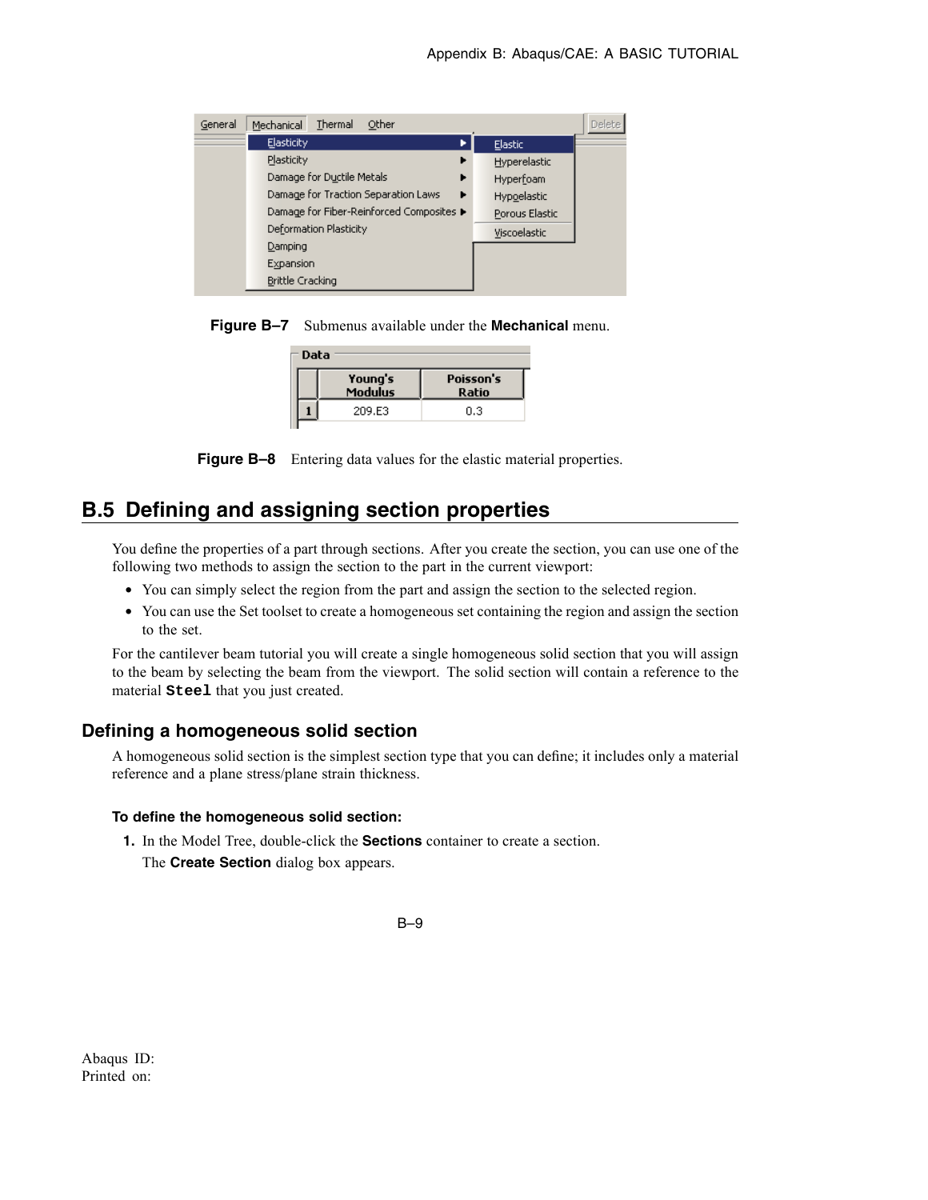Figure B–7 Submenus available under the **Mechanical** menu.

Figure B–8 Entering data values for the elastic material properties.

## B.5 Defining and assigning section properties

You define the properties of a part through sections. After you create the section, you can use one of the following two methods to assign the section to the part in the current viewport:

- You can simply select the region from the part and assign the section to the selected region.
- You can use the Set toolset to create a homogeneous set containing the region and assign the section to the set.

For the cantilever beam tutorial you will create a single homogeneous solid section that you will assign to the beam by selecting the beam from the viewport. The solid section will contain a reference to the material **`Steel`** that you just created.

### Defining a homogeneous solid section

A homogeneous solid section is the simplest section type that you can define; it includes only a material reference and a plane stress/plane strain thickness.

**To define the homogeneous solid section:**

1. In the Model Tree, double-click the **Sections** container to create a section.

   The **Create Section** dialog box appears.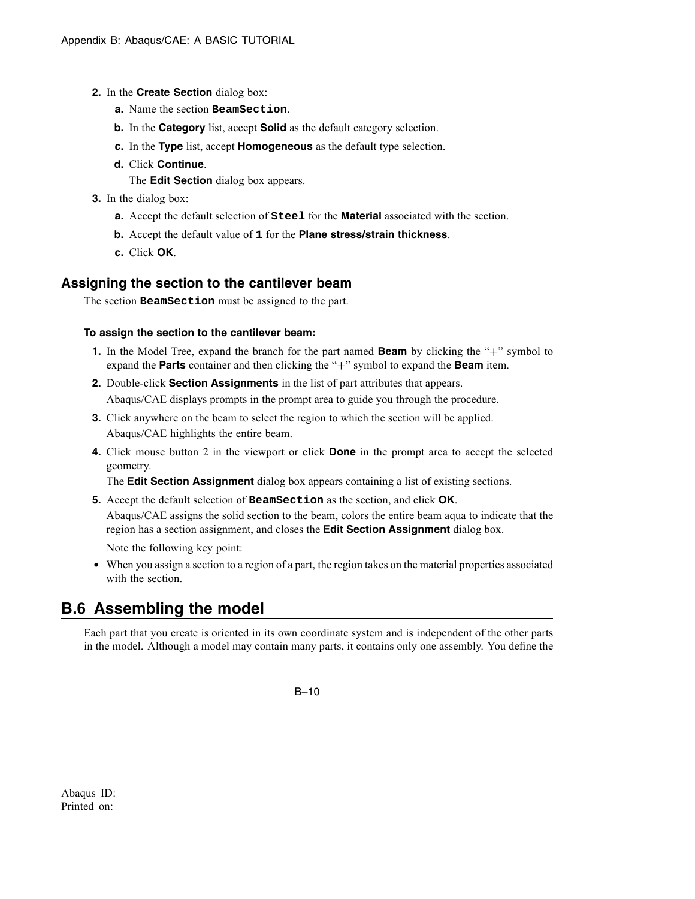2. In the **Create Section** dialog box:
   a. Name the section **`BeamSection`**.
   b. In the **Category** list, accept **Solid** as the default category selection.
   c. In the **Type** list, accept **Homogeneous** as the default type selection.
   d. Click **Continue**.

      The **Edit Section** dialog box appears.
3. In the dialog box:
   a. Accept the default selection of **`Steel`** for the **Material** associated with the section.
   b. Accept the default value of **`1`** for the **Plane stress/strain thickness**.
   c. Click **OK**.

### Assigning the section to the cantilever beam

The section **`BeamSection`** must be assigned to the part.

#### To assign the section to the cantilever beam:

1. In the Model Tree, expand the branch for the part named **Beam** by clicking the "+" symbol to expand the **Parts** container and then clicking the "+" symbol to expand the **Beam** item.
2. Double-click **Section Assignments** in the list of part attributes that appears.

   Abaqus/CAE displays prompts in the prompt area to guide you through the procedure.
3. Click anywhere on the beam to select the region to which the section will be applied.

   Abaqus/CAE highlights the entire beam.
4. Click mouse button 2 in the viewport or click **Done** in the prompt area to accept the selected geometry.

   The **Edit Section Assignment** dialog box appears containing a list of existing sections.
5. Accept the default selection of **`BeamSection`** as the section, and click **OK**.

   Abaqus/CAE assigns the solid section to the beam, colors the entire beam aqua to indicate that the region has a section assignment, and closes the **Edit Section Assignment** dialog box.

   Note the following key point:

- When you assign a section to a region of a part, the region takes on the material properties associated with the section.

## B.6 Assembling the model

Each part that you create is oriented in its own coordinate system and is independent of the other parts in the model. Although a model may contain many parts, it contains only one assembly. You define the

Abaqus ID:
Printed on: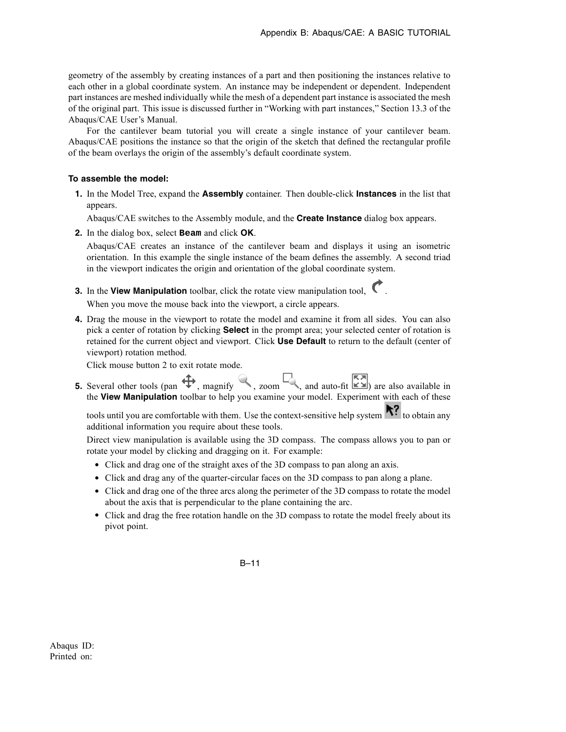geometry of the assembly by creating instances of a part and then positioning the instances relative to each other in a global coordinate system. An instance may be independent or dependent. Independent part instances are meshed individually while the mesh of a dependent part instance is associated the mesh of the original part. This issue is discussed further in "Working with part instances," Section 13.3 of the Abaqus/CAE User's Manual.

For the cantilever beam tutorial you will create a single instance of your cantilever beam. Abaqus/CAE positions the instance so that the origin of the sketch that defined the rectangular profile of the beam overlays the origin of the assembly's default coordinate system.

#### To assemble the model:

1. In the Model Tree, expand the **Assembly** container. Then double-click **Instances** in the list that appears.

   Abaqus/CAE switches to the Assembly module, and the **Create Instance** dialog box appears.

2. In the dialog box, select **`Beam`** and click **OK**.

   Abaqus/CAE creates an instance of the cantilever beam and displays it using an isometric orientation. In this example the single instance of the beam defines the assembly. A second triad in the viewport indicates the origin and orientation of the global coordinate system.

3. In the **View Manipulation** toolbar, click the rotate view manipulation tool, .

   When you move the mouse back into the viewport, a circle appears.

4. Drag the mouse in the viewport to rotate the model and examine it from all sides. You can also pick a center of rotation by clicking **Select** in the prompt area; your selected center of rotation is retained for the current object and viewport. Click **Use Default** to return to the default (center of viewport) rotation method.

   Click mouse button 2 to exit rotate mode.

5. Several other tools (pan , magnify , zoom , and auto-fit ) are also available in the **View Manipulation** toolbar to help you examine your model. Experiment with each of these tools until you are comfortable with them. Use the context-sensitive help system  to obtain any additional information you require about these tools.

   Direct view manipulation is available using the 3D compass. The compass allows you to pan or rotate your model by clicking and dragging on it. For example:

   - Click and drag one of the straight axes of the 3D compass to pan along an axis.
   - Click and drag any of the quarter-circular faces on the 3D compass to pan along a plane.
   - Click and drag one of the three arcs along the perimeter of the 3D compass to rotate the model about the axis that is perpendicular to the plane containing the arc.
   - Click and drag the free rotation handle on the 3D compass to rotate the model freely about its pivot point.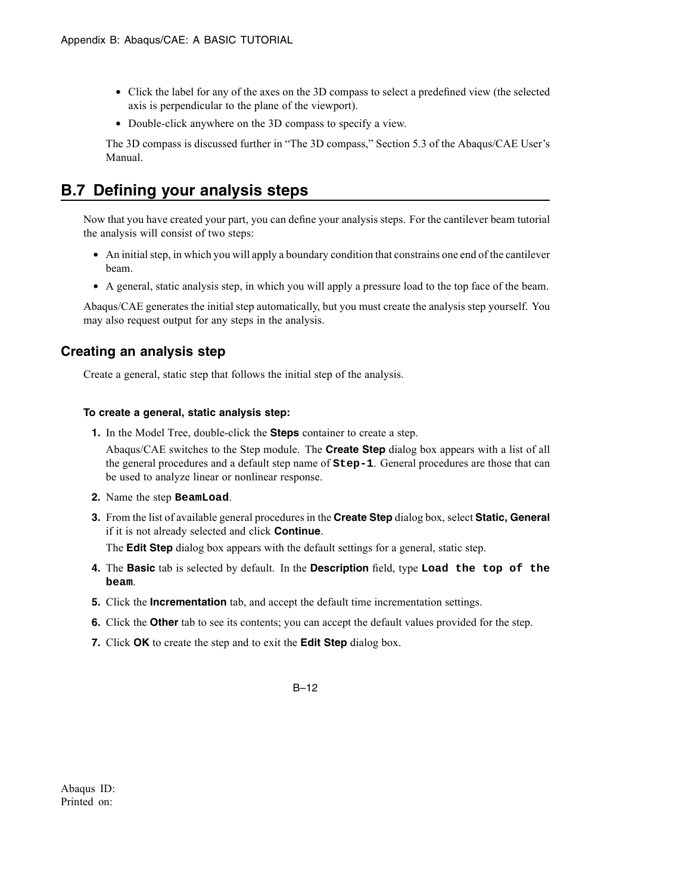- Click the label for any of the axes on the 3D compass to select a predefined view (the selected axis is perpendicular to the plane of the viewport).
- Double-click anywhere on the 3D compass to specify a view.

The 3D compass is discussed further in "The 3D compass," Section 5.3 of the Abaqus/CAE User's Manual.

## B.7 Defining your analysis steps

Now that you have created your part, you can define your analysis steps. For the cantilever beam tutorial the analysis will consist of two steps:

- An initial step, in which you will apply a boundary condition that constrains one end of the cantilever beam.
- A general, static analysis step, in which you will apply a pressure load to the top face of the beam.

Abaqus/CAE generates the initial step automatically, but you must create the analysis step yourself. You may also request output for any steps in the analysis.

### Creating an analysis step

Create a general, static step that follows the initial step of the analysis.

#### To create a general, static analysis step:

1. In the Model Tree, double-click the **Steps** container to create a step.

   Abaqus/CAE switches to the Step module. The **Create Step** dialog box appears with a list of all the general procedures and a default step name of `Step-1`. General procedures are those that can be used to analyze linear or nonlinear response.

2. Name the step `BeamLoad`.
3. From the list of available general procedures in the **Create Step** dialog box, select **Static, General** if it is not already selected and click **Continue**.

   The **Edit Step** dialog box appears with the default settings for a general, static step.

4. The **Basic** tab is selected by default. In the **Description** field, type `Load the top of the beam`.
5. Click the **Incrementation** tab, and accept the default time incrementation settings.
6. Click the **Other** tab to see its contents; you can accept the default values provided for the step.
7. Click **OK** to create the step and to exit the **Edit Step** dialog box.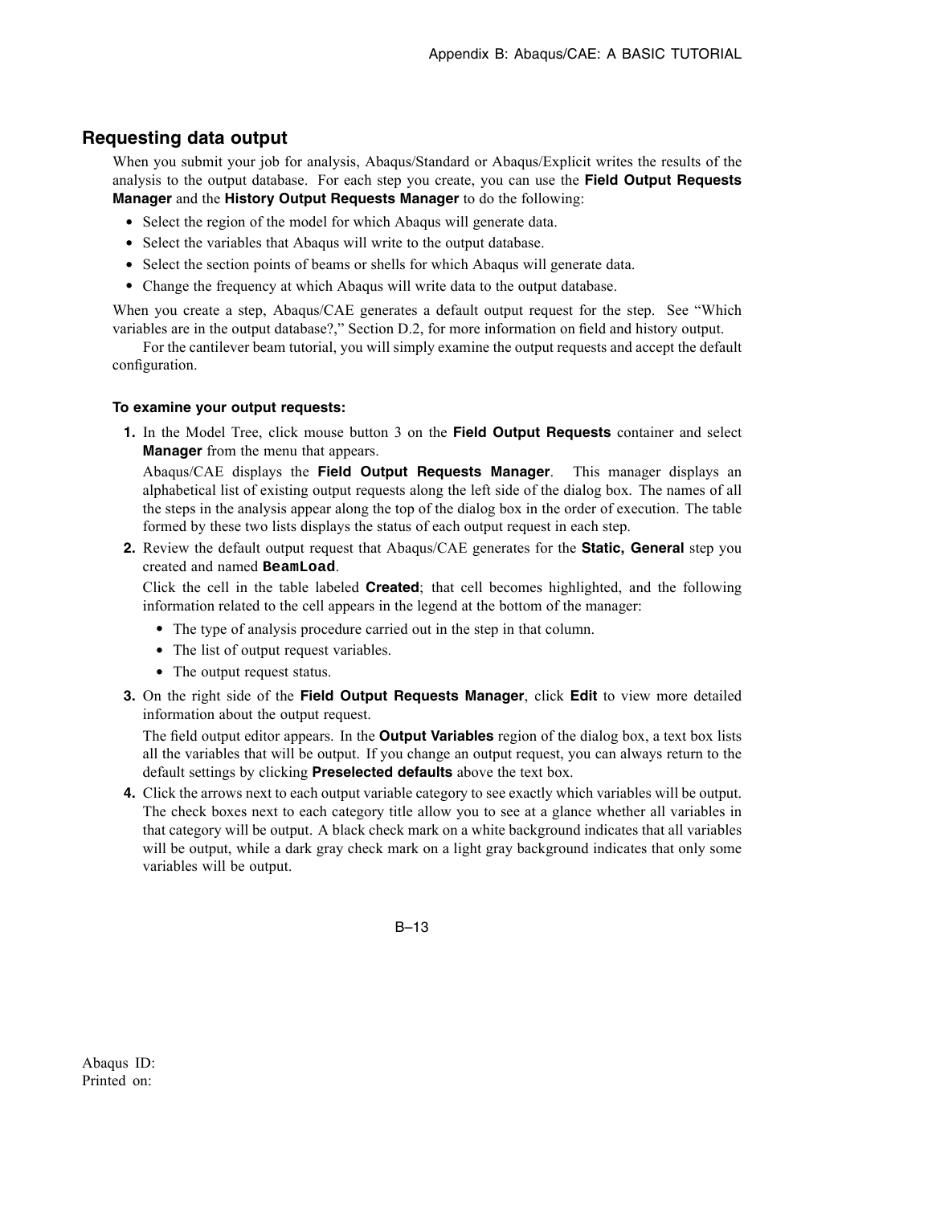## Requesting data output

When you submit your job for analysis, Abaqus/Standard or Abaqus/Explicit writes the results of the analysis to the output database. For each step you create, you can use the **Field Output Requests Manager** and the **History Output Requests Manager** to do the following:

- Select the region of the model for which Abaqus will generate data.
- Select the variables that Abaqus will write to the output database.
- Select the section points of beams or shells for which Abaqus will generate data.
- Change the frequency at which Abaqus will write data to the output database.

When you create a step, Abaqus/CAE generates a default output request for the step. See "Which variables are in the output database?," Section D.2, for more information on field and history output.

For the cantilever beam tutorial, you will simply examine the output requests and accept the default configuration.

#### To examine your output requests:

1. In the Model Tree, click mouse button 3 on the **Field Output Requests** container and select **Manager** from the menu that appears.

   Abaqus/CAE displays the **Field Output Requests Manager**. This manager displays an alphabetical list of existing output requests along the left side of the dialog box. The names of all the steps in the analysis appear along the top of the dialog box in the order of execution. The table formed by these two lists displays the status of each output request in each step.

2. Review the default output request that Abaqus/CAE generates for the **Static, General** step you created and named **`BeamLoad`**.

   Click the cell in the table labeled **Created**; that cell becomes highlighted, and the following information related to the cell appears in the legend at the bottom of the manager:

   - The type of analysis procedure carried out in the step in that column.
   - The list of output request variables.
   - The output request status.

3. On the right side of the **Field Output Requests Manager**, click **Edit** to view more detailed information about the output request.

   The field output editor appears. In the **Output Variables** region of the dialog box, a text box lists all the variables that will be output. If you change an output request, you can always return to the default settings by clicking **Preselected defaults** above the text box.

4. Click the arrows next to each output variable category to see exactly which variables will be output. The check boxes next to each category title allow you to see at a glance whether all variables in that category will be output. A black check mark on a white background indicates that all variables will be output, while a dark gray check mark on a light gray background indicates that only some variables will be output.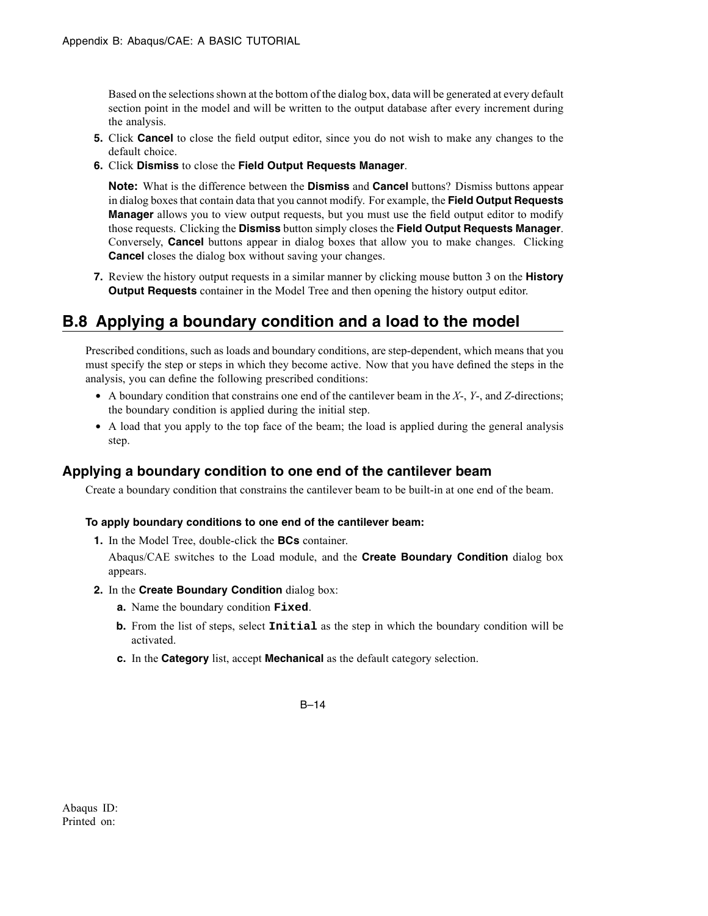Based on the selections shown at the bottom of the dialog box, data will be generated at every default section point in the model and will be written to the output database after every increment during the analysis.

5. Click **Cancel** to close the field output editor, since you do not wish to make any changes to the default choice.
6. Click **Dismiss** to close the **Field Output Requests Manager**.

   **Note:** What is the difference between the **Dismiss** and **Cancel** buttons? Dismiss buttons appear in dialog boxes that contain data that you cannot modify. For example, the **Field Output Requests Manager** allows you to view output requests, but you must use the field output editor to modify those requests. Clicking the **Dismiss** button simply closes the **Field Output Requests Manager**. Conversely, **Cancel** buttons appear in dialog boxes that allow you to make changes. Clicking **Cancel** closes the dialog box without saving your changes.

7. Review the history output requests in a similar manner by clicking mouse button 3 on the **History Output Requests** container in the Model Tree and then opening the history output editor.

## B.8 Applying a boundary condition and a load to the model

Prescribed conditions, such as loads and boundary conditions, are step-dependent, which means that you must specify the step or steps in which they become active. Now that you have defined the steps in the analysis, you can define the following prescribed conditions:

- A boundary condition that constrains one end of the cantilever beam in the *X*-, *Y*-, and *Z*-directions; the boundary condition is applied during the initial step.
- A load that you apply to the top face of the beam; the load is applied during the general analysis step.

### Applying a boundary condition to one end of the cantilever beam

Create a boundary condition that constrains the cantilever beam to be built-in at one end of the beam.

#### To apply boundary conditions to one end of the cantilever beam:

1. In the Model Tree, double-click the **BCs** container.

   Abaqus/CAE switches to the Load module, and the **Create Boundary Condition** dialog box appears.

2. In the **Create Boundary Condition** dialog box:
   a. Name the boundary condition `Fixed`.
   b. From the list of steps, select `Initial` as the step in which the boundary condition will be activated.
   c. In the **Category** list, accept **Mechanical** as the default category selection.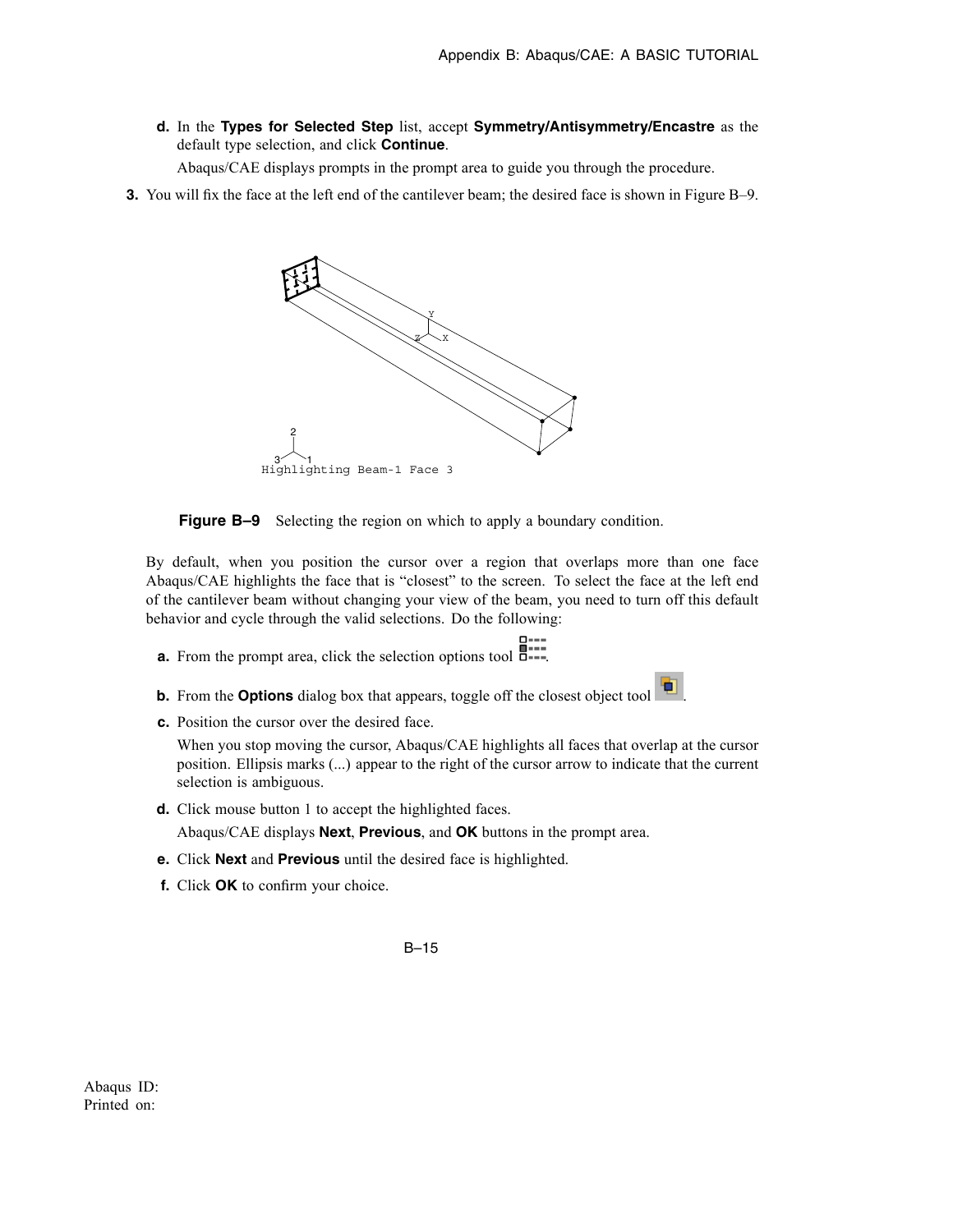**d.** In the **Types for Selected Step** list, accept **Symmetry/Antisymmetry/Encastre** as the default type selection, and click **Continue**.

Abaqus/CAE displays prompts in the prompt area to guide you through the procedure.

**3.** You will fix the face at the left end of the cantilever beam; the desired face is shown in Figure B–9.

**Figure B–9** Selecting the region on which to apply a boundary condition.

By default, when you position the cursor over a region that overlaps more than one face Abaqus/CAE highlights the face that is "closest" to the screen. To select the face at the left end of the cantilever beam without changing your view of the beam, you need to turn off this default behavior and cycle through the valid selections. Do the following:

**a.** From the prompt area, click the selection options tool.

**b.** From the **Options** dialog box that appears, toggle off the closest object tool.

**c.** Position the cursor over the desired face.

When you stop moving the cursor, Abaqus/CAE highlights all faces that overlap at the cursor position. Ellipsis marks (...) appear to the right of the cursor arrow to indicate that the current selection is ambiguous.

**d.** Click mouse button 1 to accept the highlighted faces.

Abaqus/CAE displays **Next**, **Previous**, and **OK** buttons in the prompt area.

**e.** Click **Next** and **Previous** until the desired face is highlighted.

**f.** Click **OK** to confirm your choice.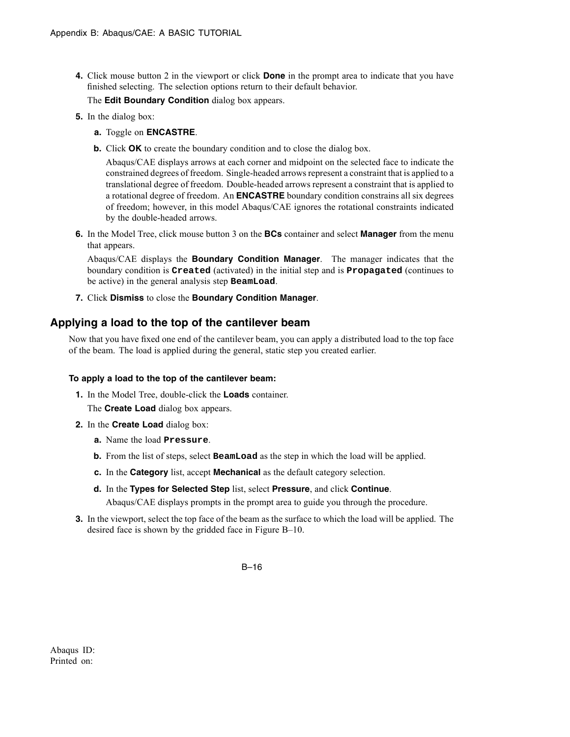4. Click mouse button 2 in the viewport or click **Done** in the prompt area to indicate that you have finished selecting. The selection options return to their default behavior.

   The **Edit Boundary Condition** dialog box appears.

5. In the dialog box:

   a. Toggle on **ENCASTRE**.

   b. Click **OK** to create the boundary condition and to close the dialog box.

      Abaqus/CAE displays arrows at each corner and midpoint on the selected face to indicate the constrained degrees of freedom. Single-headed arrows represent a constraint that is applied to a translational degree of freedom. Double-headed arrows represent a constraint that is applied to a rotational degree of freedom. An **ENCASTRE** boundary condition constrains all six degrees of freedom; however, in this model Abaqus/CAE ignores the rotational constraints indicated by the double-headed arrows.

6. In the Model Tree, click mouse button 3 on the **BCs** container and select **Manager** from the menu that appears.

   Abaqus/CAE displays the **Boundary Condition Manager**. The manager indicates that the boundary condition is **`Created`** (activated) in the initial step and is **`Propagated`** (continues to be active) in the general analysis step **`BeamLoad`**.

7. Click **Dismiss** to close the **Boundary Condition Manager**.

## Applying a load to the top of the cantilever beam

Now that you have fixed one end of the cantilever beam, you can apply a distributed load to the top face of the beam. The load is applied during the general, static step you created earlier.

#### To apply a load to the top of the cantilever beam:

1. In the Model Tree, double-click the **Loads** container.

   The **Create Load** dialog box appears.

2. In the **Create Load** dialog box:

   a. Name the load **`Pressure`**.

   b. From the list of steps, select **`BeamLoad`** as the step in which the load will be applied.

   c. In the **Category** list, accept **Mechanical** as the default category selection.

   d. In the **Types for Selected Step** list, select **Pressure**, and click **Continue**.

      Abaqus/CAE displays prompts in the prompt area to guide you through the procedure.

3. In the viewport, select the top face of the beam as the surface to which the load will be applied. The desired face is shown by the gridded face in Figure B–10.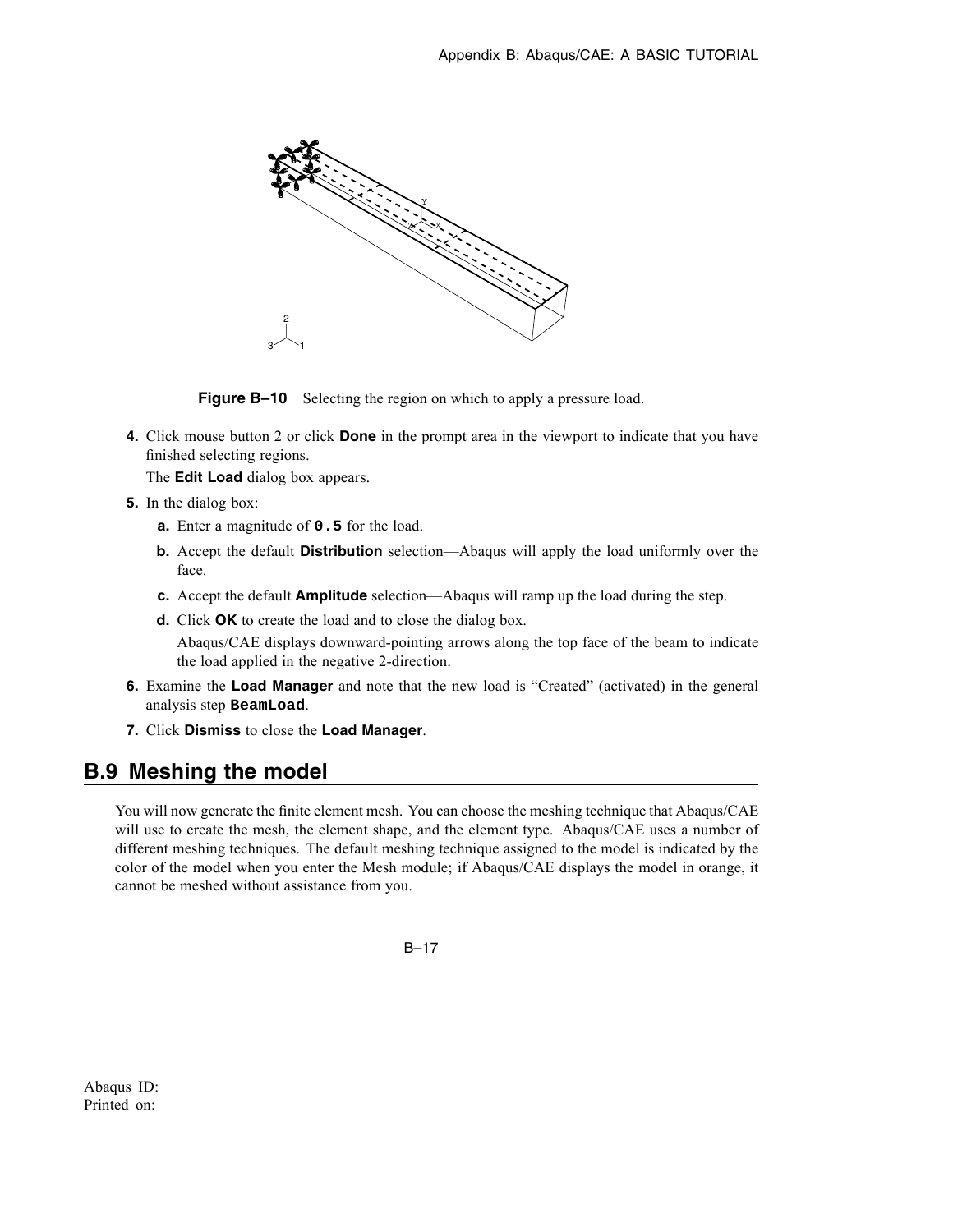**Figure B–10** Selecting the region on which to apply a pressure load.

4. Click mouse button 2 or click **Done** in the prompt area in the viewport to indicate that you have finished selecting regions.

   The **Edit Load** dialog box appears.

5. In the dialog box:

   a. Enter a magnitude of **`0.5`** for the load.

   b. Accept the default **Distribution** selection—Abaqus will apply the load uniformly over the face.

   c. Accept the default **Amplitude** selection—Abaqus will ramp up the load during the step.

   d. Click **OK** to create the load and to close the dialog box.

      Abaqus/CAE displays downward-pointing arrows along the top face of the beam to indicate the load applied in the negative 2-direction.

6. Examine the **Load Manager** and note that the new load is "Created" (activated) in the general analysis step **`BeamLoad`**.

7. Click **Dismiss** to close the **Load Manager**.

## B.9 Meshing the model

You will now generate the finite element mesh. You can choose the meshing technique that Abaqus/CAE will use to create the mesh, the element shape, and the element type. Abaqus/CAE uses a number of different meshing techniques. The default meshing technique assigned to the model is indicated by the color of the model when you enter the Mesh module; if Abaqus/CAE displays the model in orange, it cannot be meshed without assistance from you.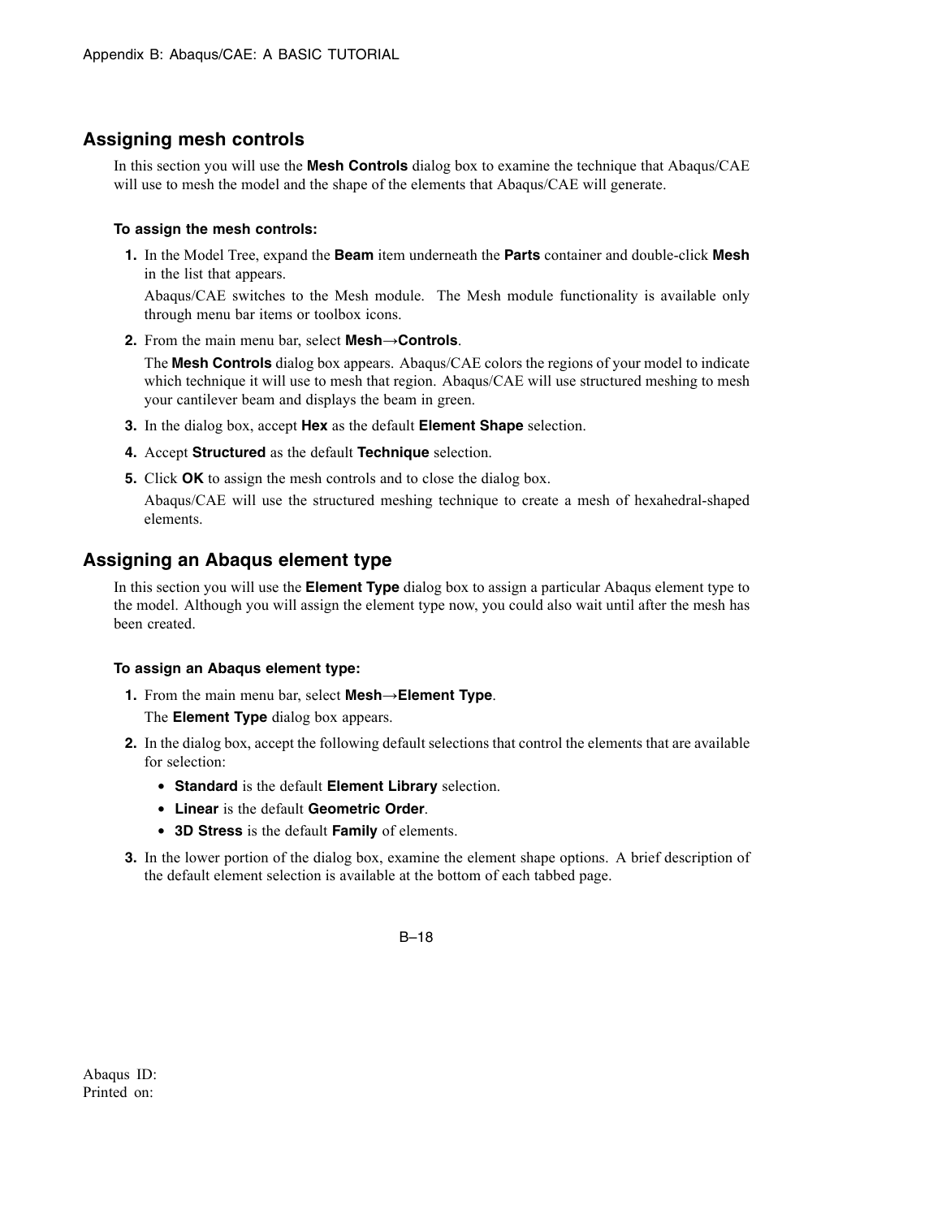## Assigning mesh controls

In this section you will use the **Mesh Controls** dialog box to examine the technique that Abaqus/CAE will use to mesh the model and the shape of the elements that Abaqus/CAE will generate.

#### To assign the mesh controls:

1. In the Model Tree, expand the **Beam** item underneath the **Parts** container and double-click **Mesh** in the list that appears.

   Abaqus/CAE switches to the Mesh module. The Mesh module functionality is available only through menu bar items or toolbox icons.

2. From the main menu bar, select **Mesh→Controls**.

   The **Mesh Controls** dialog box appears. Abaqus/CAE colors the regions of your model to indicate which technique it will use to mesh that region. Abaqus/CAE will use structured meshing to mesh your cantilever beam and displays the beam in green.

3. In the dialog box, accept **Hex** as the default **Element Shape** selection.

4. Accept **Structured** as the default **Technique** selection.

5. Click **OK** to assign the mesh controls and to close the dialog box.

   Abaqus/CAE will use the structured meshing technique to create a mesh of hexahedral-shaped elements.

## Assigning an Abaqus element type

In this section you will use the **Element Type** dialog box to assign a particular Abaqus element type to the model. Although you will assign the element type now, you could also wait until after the mesh has been created.

#### To assign an Abaqus element type:

1. From the main menu bar, select **Mesh→Element Type**.

   The **Element Type** dialog box appears.

2. In the dialog box, accept the following default selections that control the elements that are available for selection:

   - **Standard** is the default **Element Library** selection.
   - **Linear** is the default **Geometric Order**.
   - **3D Stress** is the default **Family** of elements.

3. In the lower portion of the dialog box, examine the element shape options. A brief description of the default element selection is available at the bottom of each tabbed page.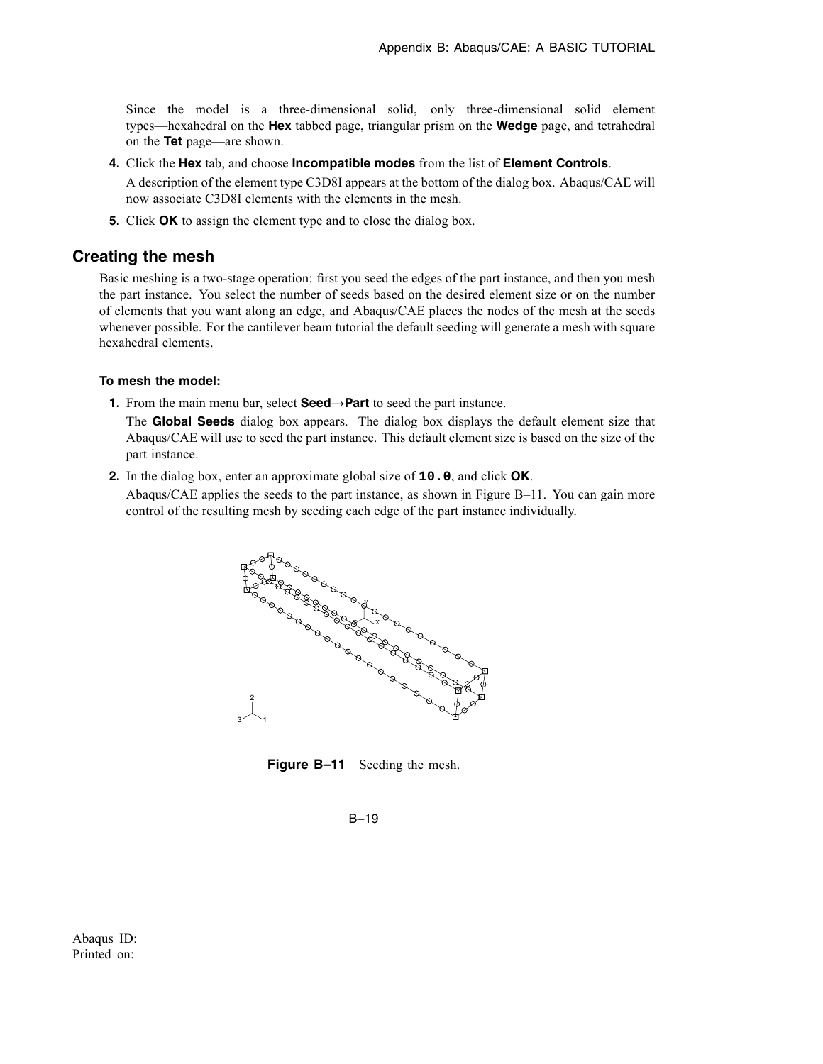Since the model is a three-dimensional solid, only three-dimensional solid element types—hexahedral on the **Hex** tabbed page, triangular prism on the **Wedge** page, and tetrahedral on the **Tet** page—are shown.

4. Click the **Hex** tab, and choose **Incompatible modes** from the list of **Element Controls**.

   A description of the element type C3D8I appears at the bottom of the dialog box. Abaqus/CAE will now associate C3D8I elements with the elements in the mesh.

5. Click **OK** to assign the element type and to close the dialog box.

## Creating the mesh

Basic meshing is a two-stage operation: first you seed the edges of the part instance, and then you mesh the part instance. You select the number of seeds based on the desired element size or on the number of elements that you want along an edge, and Abaqus/CAE places the nodes of the mesh at the seeds whenever possible. For the cantilever beam tutorial the default seeding will generate a mesh with square hexahedral elements.

#### To mesh the model:

1. From the main menu bar, select **Seed→Part** to seed the part instance.

   The **Global Seeds** dialog box appears. The dialog box displays the default element size that Abaqus/CAE will use to seed the part instance. This default element size is based on the size of the part instance.

2. In the dialog box, enter an approximate global size of **`10.0`**, and click **OK**.

   Abaqus/CAE applies the seeds to the part instance, as shown in Figure B–11. You can gain more control of the resulting mesh by seeding each edge of the part instance individually.

**Figure B–11** Seeding the mesh.

Abaqus ID:
Printed on: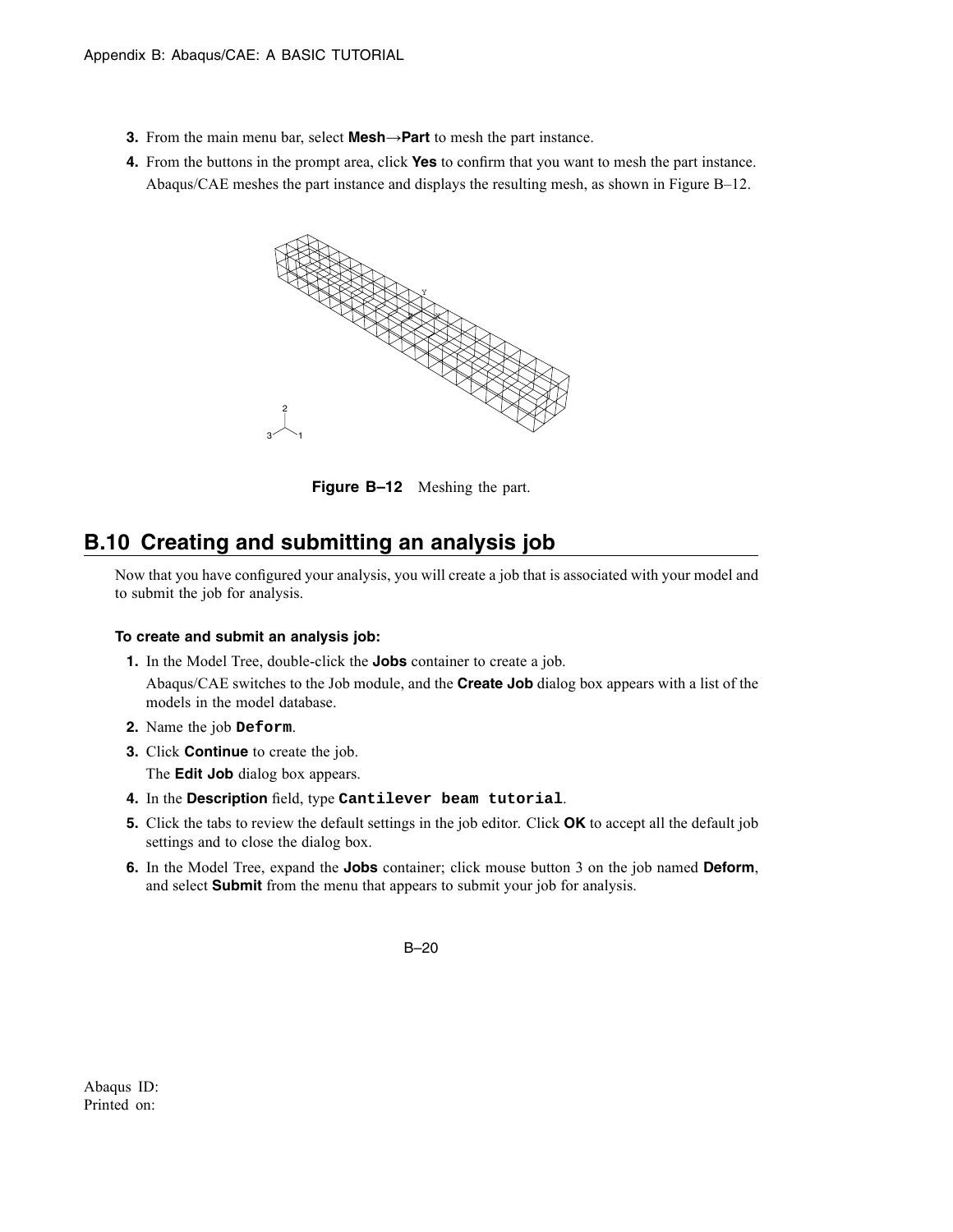3. From the main menu bar, select **Mesh→Part** to mesh the part instance.
4. From the buttons in the prompt area, click **Yes** to confirm that you want to mesh the part instance. Abaqus/CAE meshes the part instance and displays the resulting mesh, as shown in Figure B–12.

**Figure B–12** Meshing the part.

## B.10 Creating and submitting an analysis job

Now that you have configured your analysis, you will create a job that is associated with your model and to submit the job for analysis.

#### To create and submit an analysis job:

1. In the Model Tree, double-click the **Jobs** container to create a job.
   Abaqus/CAE switches to the Job module, and the **Create Job** dialog box appears with a list of the models in the model database.
2. Name the job `Deform`.
3. Click **Continue** to create the job.
   The **Edit Job** dialog box appears.
4. In the **Description** field, type `Cantilever beam tutorial`.
5. Click the tabs to review the default settings in the job editor. Click **OK** to accept all the default job settings and to close the dialog box.
6. In the Model Tree, expand the **Jobs** container; click mouse button 3 on the job named **Deform**, and select **Submit** from the menu that appears to submit your job for analysis.

Abaqus ID:
Printed on: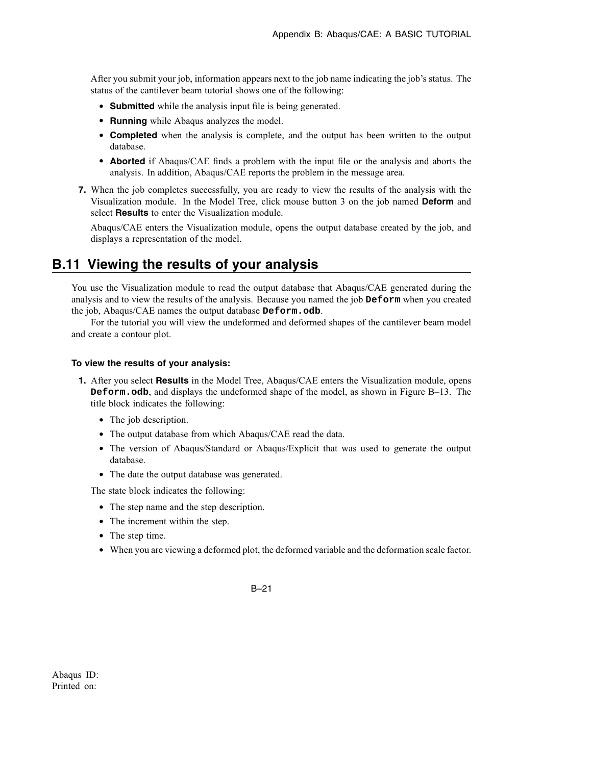After you submit your job, information appears next to the job name indicating the job's status. The status of the cantilever beam tutorial shows one of the following:

- **Submitted** while the analysis input file is being generated.
- **Running** while Abaqus analyzes the model.
- **Completed** when the analysis is complete, and the output has been written to the output database.
- **Aborted** if Abaqus/CAE finds a problem with the input file or the analysis and aborts the analysis. In addition, Abaqus/CAE reports the problem in the message area.

**7.** When the job completes successfully, you are ready to view the results of the analysis with the Visualization module. In the Model Tree, click mouse button 3 on the job named **Deform** and select **Results** to enter the Visualization module.

Abaqus/CAE enters the Visualization module, opens the output database created by the job, and displays a representation of the model.

## B.11 Viewing the results of your analysis

You use the Visualization module to read the output database that Abaqus/CAE generated during the analysis and to view the results of the analysis. Because you named the job **`Deform`** when you created the job, Abaqus/CAE names the output database **`Deform.odb`**.

For the tutorial you will view the undeformed and deformed shapes of the cantilever beam model and create a contour plot.

#### To view the results of your analysis:

**1.** After you select **Results** in the Model Tree, Abaqus/CAE enters the Visualization module, opens **`Deform.odb`**, and displays the undeformed shape of the model, as shown in Figure B–13. The title block indicates the following:

- The job description.
- The output database from which Abaqus/CAE read the data.
- The version of Abaqus/Standard or Abaqus/Explicit that was used to generate the output database.
- The date the output database was generated.

The state block indicates the following:

- The step name and the step description.
- The increment within the step.
- The step time.
- When you are viewing a deformed plot, the deformed variable and the deformation scale factor.

Abaqus ID:
Printed on: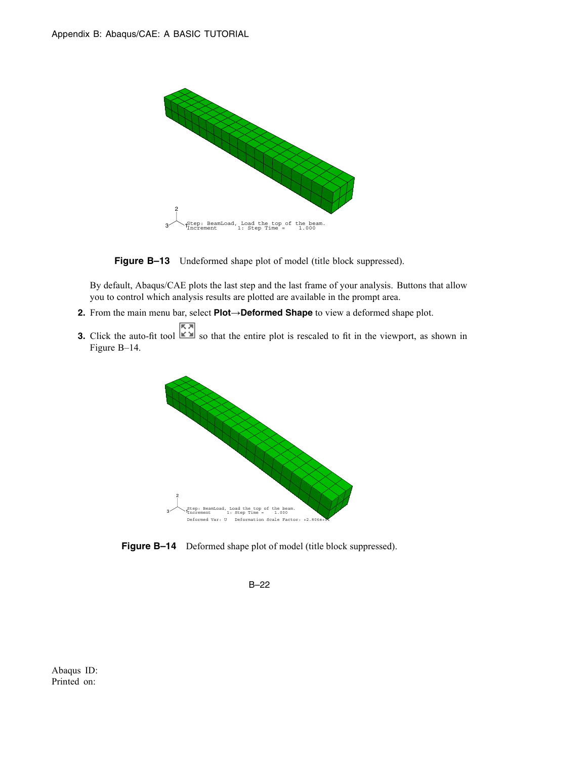**Figure B–13** Undeformed shape plot of model (title block suppressed).

By default, Abaqus/CAE plots the last step and the last frame of your analysis. Buttons that allow you to control which analysis results are plotted are available in the prompt area.

2. From the main menu bar, select **Plot→Deformed Shape** to view a deformed shape plot.
3. Click the auto-fit tool so that the entire plot is rescaled to fit in the viewport, as shown in Figure B–14.

**Figure B–14** Deformed shape plot of model (title block suppressed).

Abaqus ID:
Printed on: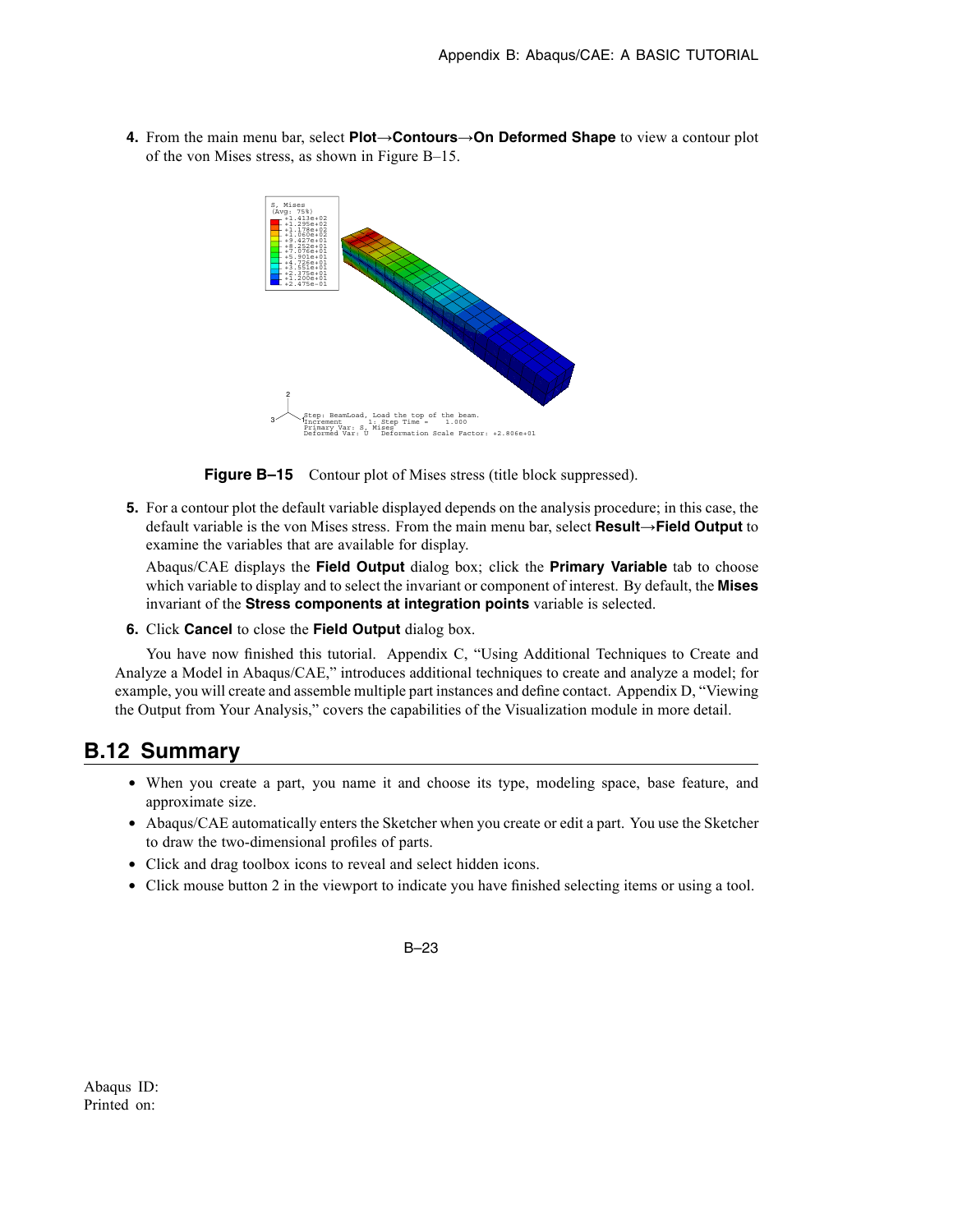4. From the main menu bar, select **Plot→Contours→On Deformed Shape** to view a contour plot of the von Mises stress, as shown in Figure B–15.

**Figure B–15** Contour plot of Mises stress (title block suppressed).

5. For a contour plot the default variable displayed depends on the analysis procedure; in this case, the default variable is the von Mises stress. From the main menu bar, select **Result→Field Output** to examine the variables that are available for display.

   Abaqus/CAE displays the **Field Output** dialog box; click the **Primary Variable** tab to choose which variable to display and to select the invariant or component of interest. By default, the **Mises** invariant of the **Stress components at integration points** variable is selected.

6. Click **Cancel** to close the **Field Output** dialog box.

You have now finished this tutorial. Appendix C, "Using Additional Techniques to Create and Analyze a Model in Abaqus/CAE," introduces additional techniques to create and analyze a model; for example, you will create and assemble multiple part instances and define contact. Appendix D, "Viewing the Output from Your Analysis," covers the capabilities of the Visualization module in more detail.

## B.12 Summary

- When you create a part, you name it and choose its type, modeling space, base feature, and approximate size.
- Abaqus/CAE automatically enters the Sketcher when you create or edit a part. You use the Sketcher to draw the two-dimensional profiles of parts.
- Click and drag toolbox icons to reveal and select hidden icons.
- Click mouse button 2 in the viewport to indicate you have finished selecting items or using a tool.

Abaqus ID:
Printed on: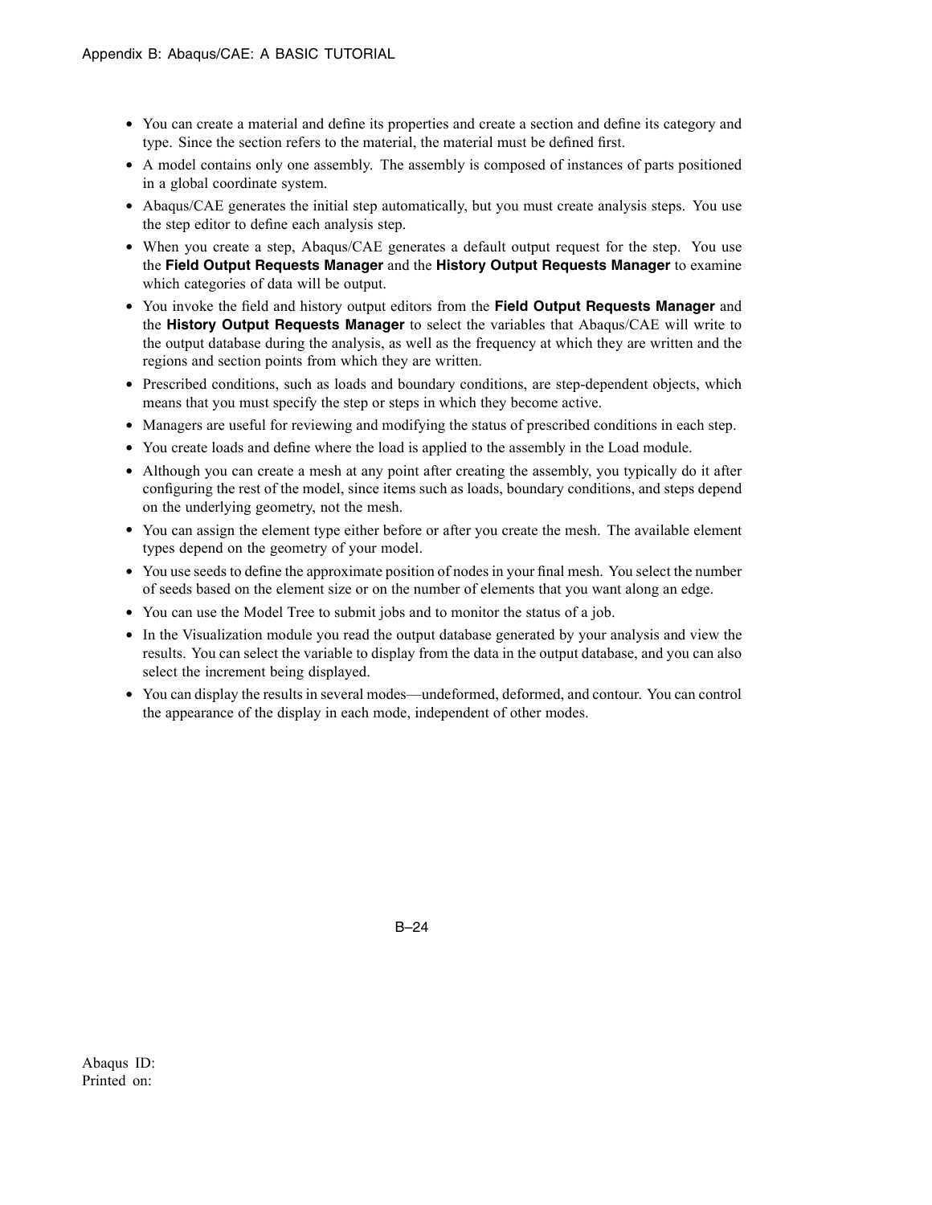- You can create a material and define its properties and create a section and define its category and type. Since the section refers to the material, the material must be defined first.
- A model contains only one assembly. The assembly is composed of instances of parts positioned in a global coordinate system.
- Abaqus/CAE generates the initial step automatically, but you must create analysis steps. You use the step editor to define each analysis step.
- When you create a step, Abaqus/CAE generates a default output request for the step. You use the **Field Output Requests Manager** and the **History Output Requests Manager** to examine which categories of data will be output.
- You invoke the field and history output editors from the **Field Output Requests Manager** and the **History Output Requests Manager** to select the variables that Abaqus/CAE will write to the output database during the analysis, as well as the frequency at which they are written and the regions and section points from which they are written.
- Prescribed conditions, such as loads and boundary conditions, are step-dependent objects, which means that you must specify the step or steps in which they become active.
- Managers are useful for reviewing and modifying the status of prescribed conditions in each step.
- You create loads and define where the load is applied to the assembly in the Load module.
- Although you can create a mesh at any point after creating the assembly, you typically do it after configuring the rest of the model, since items such as loads, boundary conditions, and steps depend on the underlying geometry, not the mesh.
- You can assign the element type either before or after you create the mesh. The available element types depend on the geometry of your model.
- You use seeds to define the approximate position of nodes in your final mesh. You select the number of seeds based on the element size or on the number of elements that you want along an edge.
- You can use the Model Tree to submit jobs and to monitor the status of a job.
- In the Visualization module you read the output database generated by your analysis and view the results. You can select the variable to display from the data in the output database, and you can also select the increment being displayed.
- You can display the results in several modes—undeformed, deformed, and contour. You can control the appearance of the display in each mode, independent of other modes.

Abaqus ID:
Printed on: